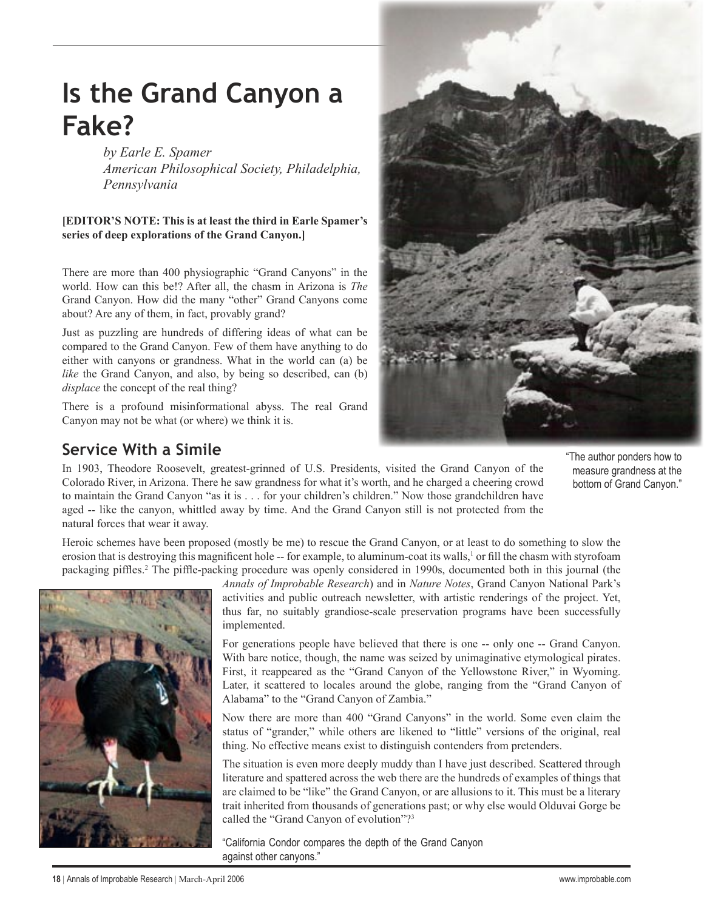# Is the Grand Canyon a Fake?

*by Earle E. Spamer*
*American Philosophical Society, Philadelphia, Pennsylvania*

**[EDITOR'S NOTE: This is at least the third in Earle Spamer's series of deep explorations of the Grand Canyon.]**

There are more than 400 physiographic "Grand Canyons" in the world. How can this be!? After all, the chasm in Arizona is *The* Grand Canyon. How did the many "other" Grand Canyons come about? Are any of them, in fact, provably grand?

Just as puzzling are hundreds of differing ideas of what can be compared to the Grand Canyon. Few of them have anything to do either with canyons or grandness. What in the world can (a) be *like* the Grand Canyon, and also, by being so described, can (b) *displace* the concept of the real thing?

There is a profound misinformational abyss. The real Grand Canyon may not be what (or where) we think it is.

"The author ponders how to measure grandness at the bottom of Grand Canyon."

## Service With a Simile

In 1903, Theodore Roosevelt, greatest-grinned of U.S. Presidents, visited the Grand Canyon of the Colorado River, in Arizona. There he saw grandness for what it's worth, and he charged a cheering crowd to maintain the Grand Canyon "as it is . . . for your children's children." Now those grandchildren have aged -- like the canyon, whittled away by time. And the Grand Canyon still is not protected from the natural forces that wear it away.

Heroic schemes have been proposed (mostly be me) to rescue the Grand Canyon, or at least to do something to slow the erosion that is destroying this magnificent hole -- for example, to aluminum-coat its walls,[1] or fill the chasm with styrofoam packaging piffles.[2] The piffle-packing procedure was openly considered in 1990s, documented both in this journal (the *Annals of Improbable Research*) and in *Nature Notes*, Grand Canyon National Park's activities and public outreach newsletter, with artistic renderings of the project. Yet, thus far, no suitably grandiose-scale preservation programs have been successfully implemented.

For generations people have believed that there is one -- only one -- Grand Canyon. With bare notice, though, the name was seized by unimaginative etymological pirates. First, it reappeared as the "Grand Canyon of the Yellowstone River," in Wyoming. Later, it scattered to locales around the globe, ranging from the "Grand Canyon of Alabama" to the "Grand Canyon of Zambia."

Now there are more than 400 "Grand Canyons" in the world. Some even claim the status of "grander," while others are likened to "little" versions of the original, real thing. No effective means exist to distinguish contenders from pretenders.

The situation is even more deeply muddy than I have just described. Scattered through literature and spattered across the web there are the hundreds of examples of things that are claimed to be "like" the Grand Canyon, or are allusions to it. This must be a literary trait inherited from thousands of generations past; or why else would Olduvai Gorge be called the "Grand Canyon of evolution"?[3]

"California Condor compares the depth of the Grand Canyon against other canyons."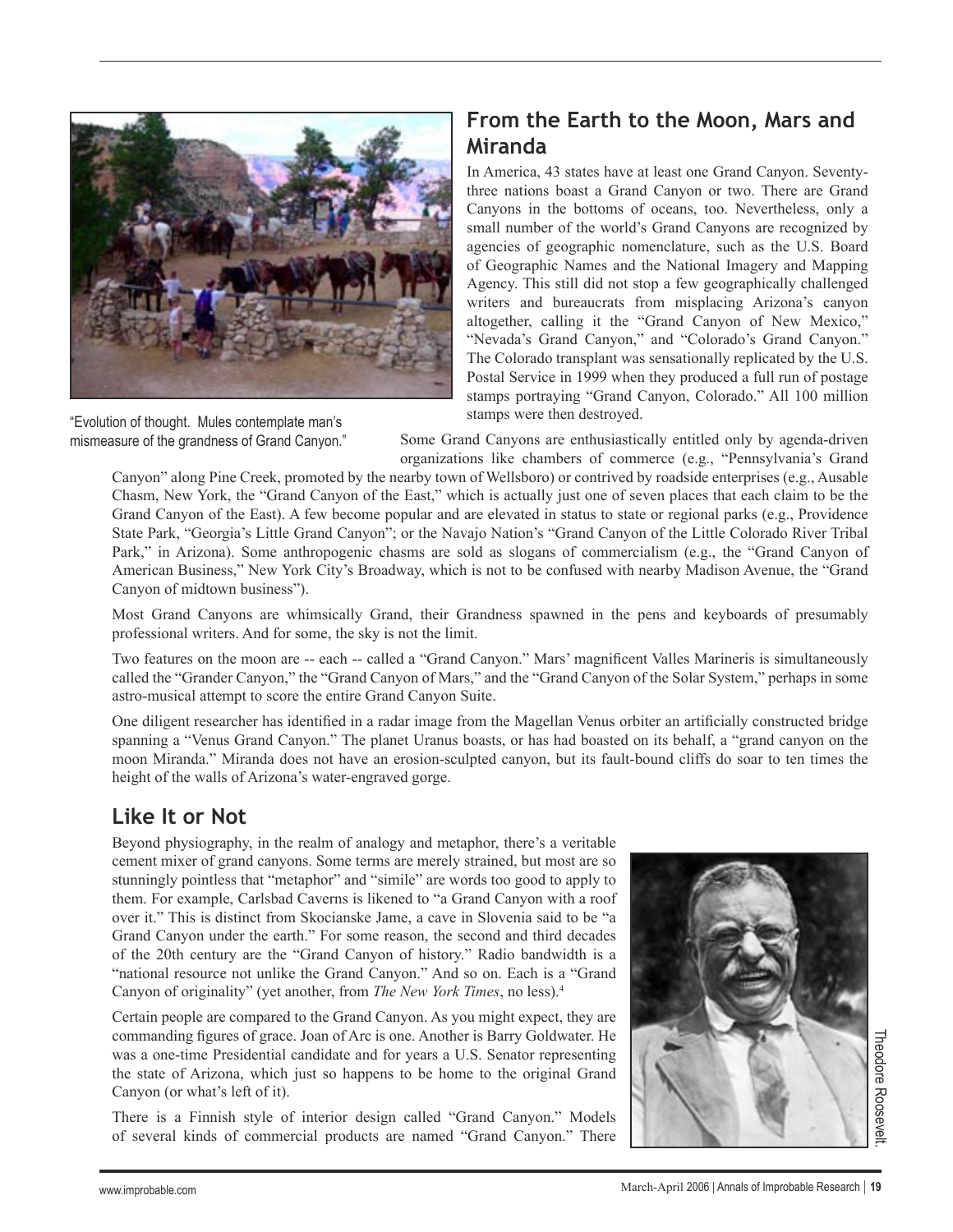## From the Earth to the Moon, Mars and Miranda

In America, 43 states have at least one Grand Canyon. Seventy-three nations boast a Grand Canyon or two. There are Grand Canyons in the bottoms of oceans, too. Nevertheless, only a small number of the world's Grand Canyons are recognized by agencies of geographic nomenclature, such as the U.S. Board of Geographic Names and the National Imagery and Mapping Agency. This still did not stop a few geographically challenged writers and bureaucrats from misplacing Arizona's canyon altogether, calling it the "Grand Canyon of New Mexico," "Nevada's Grand Canyon," and "Colorado's Grand Canyon." The Colorado transplant was sensationally replicated by the U.S. Postal Service in 1999 when they produced a full run of postage stamps portraying "Grand Canyon, Colorado." All 100 million stamps were then destroyed.

"Evolution of thought. Mules contemplate man's mismeasure of the grandness of Grand Canyon."

Some Grand Canyons are enthusiastically entitled only by agenda-driven organizations like chambers of commerce (e.g., "Pennsylvania's Grand Canyon" along Pine Creek, promoted by the nearby town of Wellsboro) or contrived by roadside enterprises (e.g., Ausable Chasm, New York, the "Grand Canyon of the East," which is actually just one of seven places that each claim to be the Grand Canyon of the East). A few become popular and are elevated in status to state or regional parks (e.g., Providence State Park, "Georgia's Little Grand Canyon"; or the Navajo Nation's "Grand Canyon of the Little Colorado River Tribal Park," in Arizona). Some anthropogenic chasms are sold as slogans of commercialism (e.g., the "Grand Canyon of American Business," New York City's Broadway, which is not to be confused with nearby Madison Avenue, the "Grand Canyon of midtown business").

Most Grand Canyons are whimsically Grand, their Grandness spawned in the pens and keyboards of presumably professional writers. And for some, the sky is not the limit.

Two features on the moon are -- each -- called a "Grand Canyon." Mars' magnificent Valles Marineris is simultaneously called the "Grander Canyon," the "Grand Canyon of Mars," and the "Grand Canyon of the Solar System," perhaps in some astro-musical attempt to score the entire Grand Canyon Suite.

One diligent researcher has identified in a radar image from the Magellan Venus orbiter an artificially constructed bridge spanning a "Venus Grand Canyon." The planet Uranus boasts, or has had boasted on its behalf, a "grand canyon on the moon Miranda." Miranda does not have an erosion-sculpted canyon, but its fault-bound cliffs do soar to ten times the height of the walls of Arizona's water-engraved gorge.

## Like It or Not

Beyond physiography, in the realm of analogy and metaphor, there's a veritable cement mixer of grand canyons. Some terms are merely strained, but most are so stunningly pointless that "metaphor" and "simile" are words too good to apply to them. For example, Carlsbad Caverns is likened to "a Grand Canyon with a roof over it." This is distinct from Skocianske Jame, a cave in Slovenia said to be "a Grand Canyon under the earth." For some reason, the second and third decades of the 20th century are the "Grand Canyon of history." Radio bandwidth is a "national resource not unlike the Grand Canyon." And so on. Each is a "Grand Canyon of originality" (yet another, from *The New York Times*, no less).[4]

Certain people are compared to the Grand Canyon. As you might expect, they are commanding figures of grace. Joan of Arc is one. Another is Barry Goldwater. He was a one-time Presidential candidate and for years a U.S. Senator representing the state of Arizona, which just so happens to be home to the original Grand Canyon (or what's left of it).

Theodore Roosevelt.

There is a Finnish style of interior design called "Grand Canyon." Models of several kinds of commercial products are named "Grand Canyon." There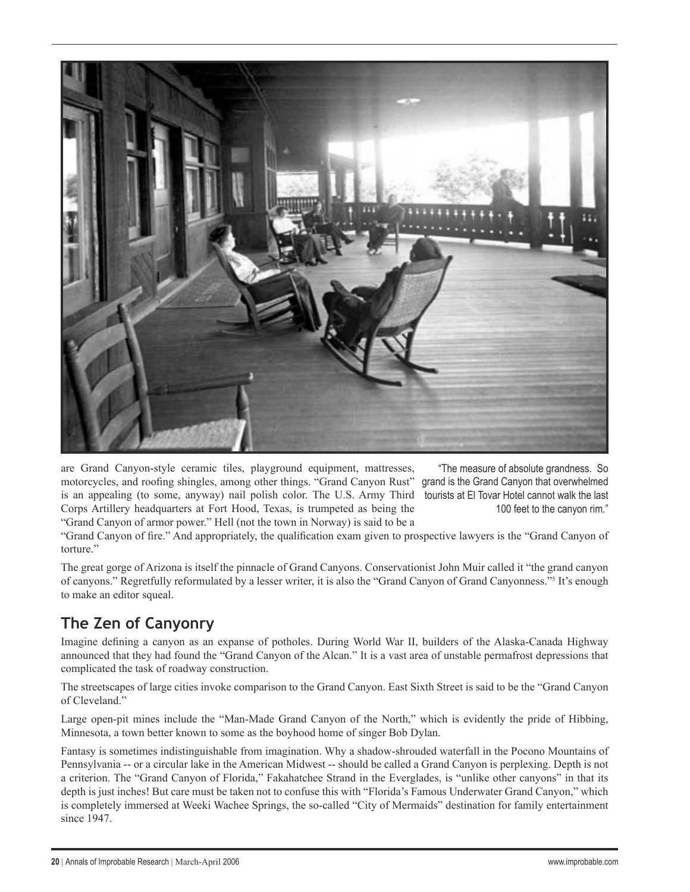are Grand Canyon-style ceramic tiles, playground equipment, mattresses, motorcycles, and roofing shingles, among other things. "Grand Canyon Rust" is an appealing (to some, anyway) nail polish color. The U.S. Army Third Corps Artillery headquarters at Fort Hood, Texas, is trumpeted as being the "Grand Canyon of armor power." Hell (not the town in Norway) is said to be a "Grand Canyon of fire." And appropriately, the qualification exam given to prospective lawyers is the "Grand Canyon of torture."

"The measure of absolute grandness. So grand is the Grand Canyon that overwhelmed tourists at El Tovar Hotel cannot walk the last 100 feet to the canyon rim."

The great gorge of Arizona is itself the pinnacle of Grand Canyons. Conservationist John Muir called it "the grand canyon of canyons." Regretfully reformulated by a lesser writer, it is also the "Grand Canyon of Grand Canyonness."[5] It's enough to make an editor squeal.

## The Zen of Canyonry

Imagine defining a canyon as an expanse of potholes. During World War II, builders of the Alaska-Canada Highway announced that they had found the "Grand Canyon of the Alcan." It is a vast area of unstable permafrost depressions that complicated the task of roadway construction.

The streetscapes of large cities invoke comparison to the Grand Canyon. East Sixth Street is said to be the "Grand Canyon of Cleveland."

Large open-pit mines include the "Man-Made Grand Canyon of the North," which is evidently the pride of Hibbing, Minnesota, a town better known to some as the boyhood home of singer Bob Dylan.

Fantasy is sometimes indistinguishable from imagination. Why a shadow-shrouded waterfall in the Pocono Mountains of Pennsylvania -- or a circular lake in the American Midwest -- should be called a Grand Canyon is perplexing. Depth is not a criterion. The "Grand Canyon of Florida," Fakahatchee Strand in the Everglades, is "unlike other canyons" in that its depth is just inches! But care must be taken not to confuse this with "Florida's Famous Underwater Grand Canyon," which is completely immersed at Weeki Wachee Springs, the so-called "City of Mermaids" destination for family entertainment since 1947.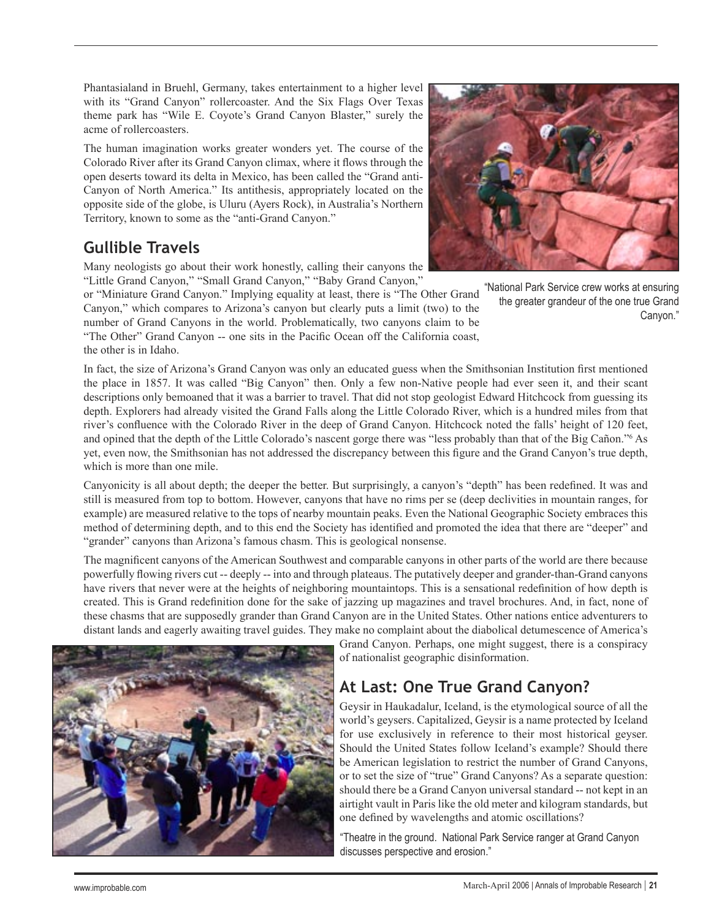Phantasialand in Bruehl, Germany, takes entertainment to a higher level with its "Grand Canyon" rollercoaster. And the Six Flags Over Texas theme park has "Wile E. Coyote's Grand Canyon Blaster," surely the acme of rollercoasters.

The human imagination works greater wonders yet. The course of the Colorado River after its Grand Canyon climax, where it flows through the open deserts toward its delta in Mexico, has been called the "Grand anti-Canyon of North America." Its antithesis, appropriately located on the opposite side of the globe, is Uluru (Ayers Rock), in Australia's Northern Territory, known to some as the "anti-Grand Canyon."

## Gullible Travels

Many neologists go about their work honestly, calling their canyons the "Little Grand Canyon," "Small Grand Canyon," "Baby Grand Canyon," or "Miniature Grand Canyon." Implying equality at least, there is "The Other Grand Canyon," which compares to Arizona's canyon but clearly puts a limit (two) to the number of Grand Canyons in the world. Problematically, two canyons claim to be "The Other" Grand Canyon -- one sits in the Pacific Ocean off the California coast, the other is in Idaho.

"National Park Service crew works at ensuring the greater grandeur of the one true Grand Canyon."

In fact, the size of Arizona's Grand Canyon was only an educated guess when the Smithsonian Institution first mentioned the place in 1857. It was called "Big Canyon" then. Only a few non-Native people had ever seen it, and their scant descriptions only bemoaned that it was a barrier to travel. That did not stop geologist Edward Hitchcock from guessing its depth. Explorers had already visited the Grand Falls along the Little Colorado River, which is a hundred miles from that river's confluence with the Colorado River in the deep of Grand Canyon. Hitchcock noted the falls' height of 120 feet, and opined that the depth of the Little Colorado's nascent gorge there was "less probably than that of the Big Cañon."[6] As yet, even now, the Smithsonian has not addressed the discrepancy between this figure and the Grand Canyon's true depth, which is more than one mile.

Canyonicity is all about depth; the deeper the better. But surprisingly, a canyon's "depth" has been redefined. It was and still is measured from top to bottom. However, canyons that have no rims per se (deep declivities in mountain ranges, for example) are measured relative to the tops of nearby mountain peaks. Even the National Geographic Society embraces this method of determining depth, and to this end the Society has identified and promoted the idea that there are "deeper" and "grander" canyons than Arizona's famous chasm. This is geological nonsense.

The magnificent canyons of the American Southwest and comparable canyons in other parts of the world are there because powerfully flowing rivers cut -- deeply -- into and through plateaus. The putatively deeper and grander-than-Grand canyons have rivers that never were at the heights of neighboring mountaintops. This is a sensational redefinition of how depth is created. This is Grand redefinition done for the sake of jazzing up magazines and travel brochures. And, in fact, none of these chasms that are supposedly grander than Grand Canyon are in the United States. Other nations entice adventurers to distant lands and eagerly awaiting travel guides. They make no complaint about the diabolical detumescence of America's Grand Canyon. Perhaps, one might suggest, there is a conspiracy of nationalist geographic disinformation.

## At Last: One True Grand Canyon?

Geysir in Haukadalur, Iceland, is the etymological source of all the world's geysers. Capitalized, Geysir is a name protected by Iceland for use exclusively in reference to their most historical geyser. Should the United States follow Iceland's example? Should there be American legislation to restrict the number of Grand Canyons, or to set the size of "true" Grand Canyons? As a separate question: should there be a Grand Canyon universal standard -- not kept in an airtight vault in Paris like the old meter and kilogram standards, but one defined by wavelengths and atomic oscillations?

"Theatre in the ground. National Park Service ranger at Grand Canyon discusses perspective and erosion."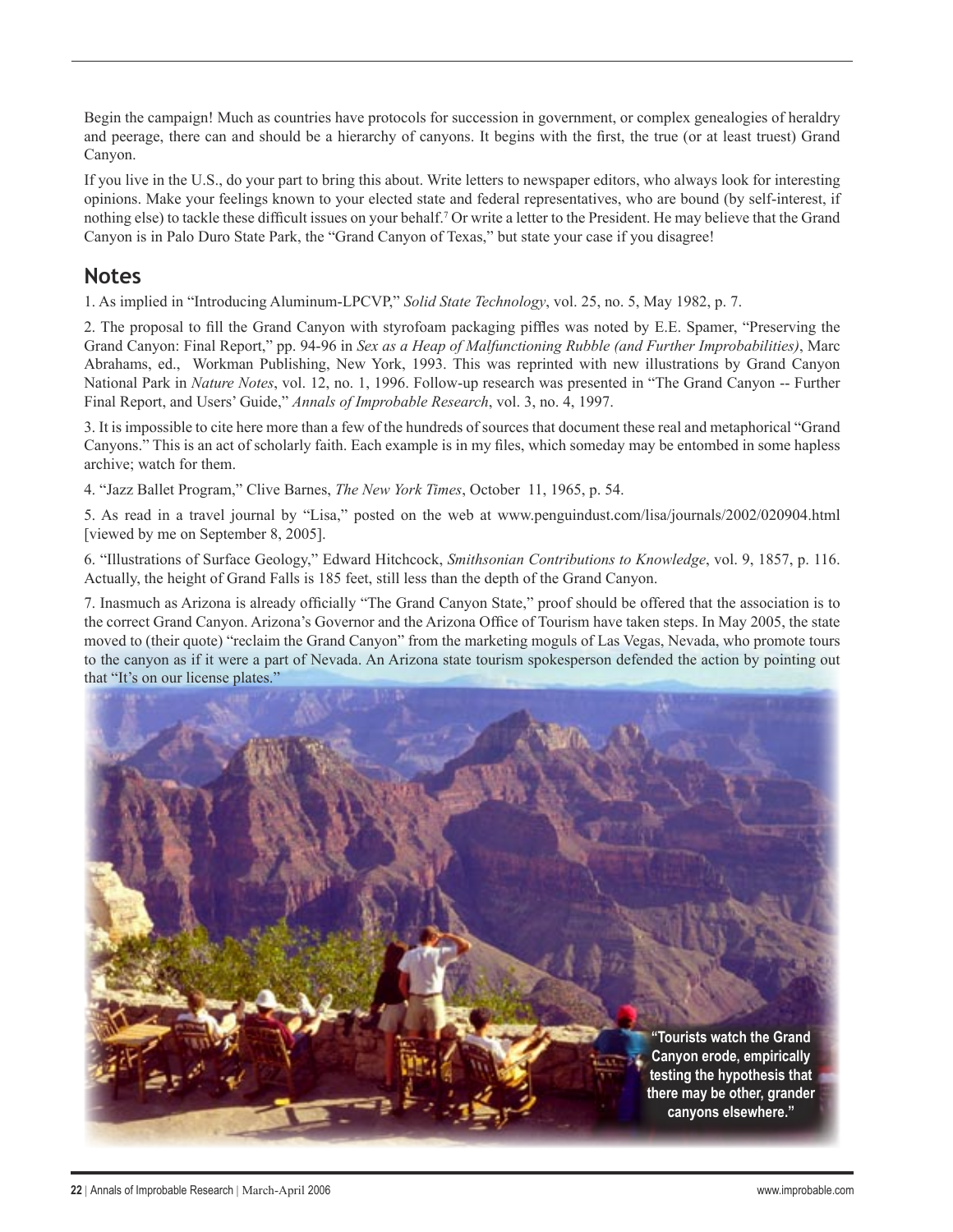Begin the campaign! Much as countries have protocols for succession in government, or complex genealogies of heraldry and peerage, there can and should be a hierarchy of canyons. It begins with the first, the true (or at least truest) Grand Canyon.

If you live in the U.S., do your part to bring this about. Write letters to newspaper editors, who always look for interesting opinions. Make your feelings known to your elected state and federal representatives, who are bound (by self-interest, if nothing else) to tackle these difficult issues on your behalf.[7] Or write a letter to the President. He may believe that the Grand Canyon is in Palo Duro State Park, the "Grand Canyon of Texas," but state your case if you disagree!

## Notes

1. As implied in "Introducing Aluminum-LPCVP," *Solid State Technology*, vol. 25, no. 5, May 1982, p. 7.

2. The proposal to fill the Grand Canyon with styrofoam packaging piffles was noted by E.E. Spamer, "Preserving the Grand Canyon: Final Report," pp. 94-96 in *Sex as a Heap of Malfunctioning Rubble (and Further Improbabilities)*, Marc Abrahams, ed., Workman Publishing, New York, 1993. This was reprinted with new illustrations by Grand Canyon National Park in *Nature Notes*, vol. 12, no. 1, 1996. Follow-up research was presented in "The Grand Canyon -- Further Final Report, and Users' Guide," *Annals of Improbable Research*, vol. 3, no. 4, 1997.

3. It is impossible to cite here more than a few of the hundreds of sources that document these real and metaphorical "Grand Canyons." This is an act of scholarly faith. Each example is in my files, which someday may be entombed in some hapless archive; watch for them.

4. "Jazz Ballet Program," Clive Barnes, *The New York Times*, October 11, 1965, p. 54.

5. As read in a travel journal by "Lisa," posted on the web at www.penguindust.com/lisa/journals/2002/020904.html [viewed by me on September 8, 2005].

6. "Illustrations of Surface Geology," Edward Hitchcock, *Smithsonian Contributions to Knowledge*, vol. 9, 1857, p. 116. Actually, the height of Grand Falls is 185 feet, still less than the depth of the Grand Canyon.

7. Inasmuch as Arizona is already officially "The Grand Canyon State," proof should be offered that the association is to the correct Grand Canyon. Arizona's Governor and the Arizona Office of Tourism have taken steps. In May 2005, the state moved to (their quote) "reclaim the Grand Canyon" from the marketing moguls of Las Vegas, Nevada, who promote tours to the canyon as if it were a part of Nevada. An Arizona state tourism spokesperson defended the action by pointing out that "It's on our license plates."

"Tourists watch the Grand Canyon erode, empirically testing the hypothesis that there may be other, grander canyons elsewhere."